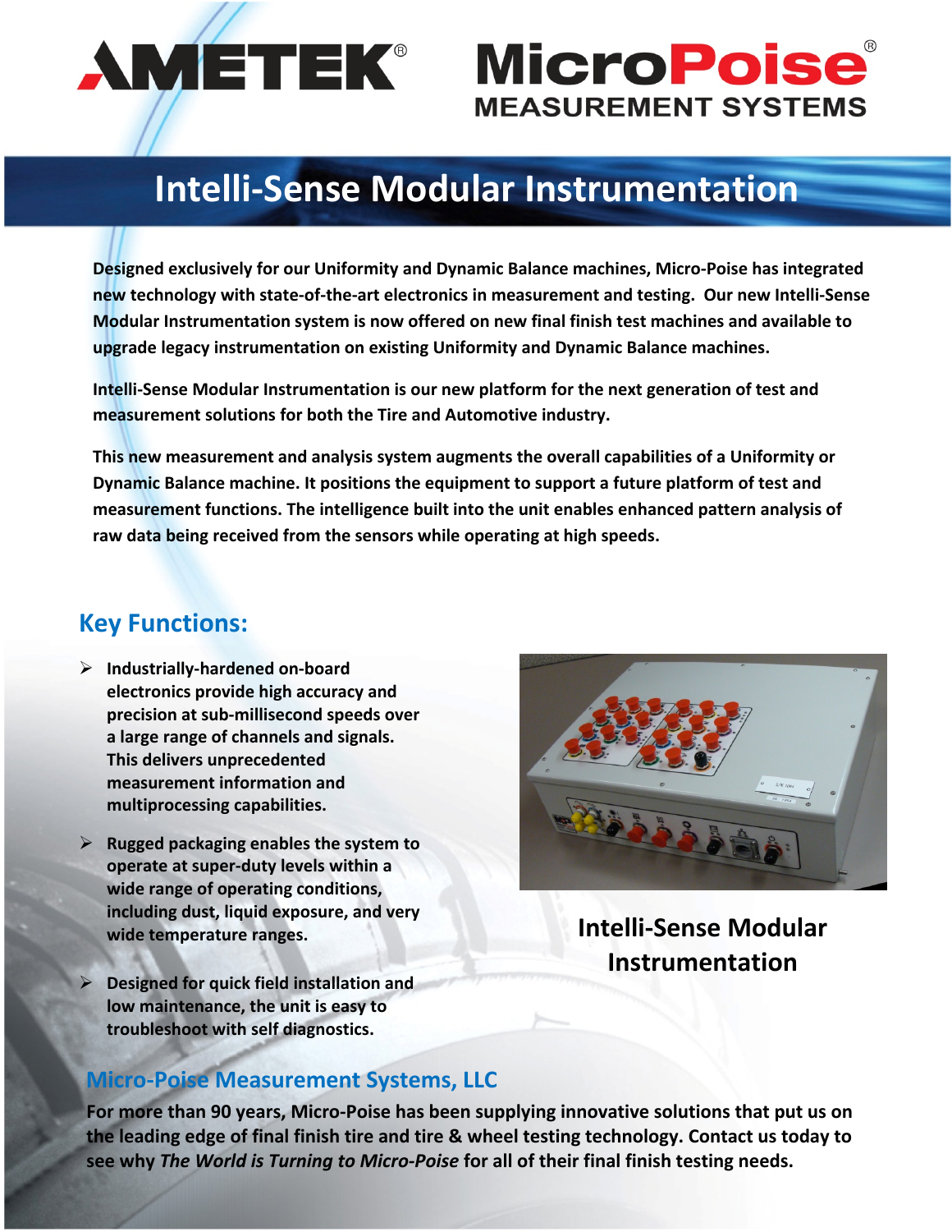AMETEK® MicroPoise® MEASUREMENT SYSTEMS

# Intelli-Sense Modular Instrumentation

**Designed exclusively for our Uniformity and Dynamic Balance machines, Micro-Poise has integrated new technology with state-of-the-art electronics in measurement and testing. Our new Intelli-Sense Modular Instrumentation system is now offered on new final finish test machines and available to upgrade legacy instrumentation on existing Uniformity and Dynamic Balance machines.**

**Intelli-Sense Modular Instrumentation is our new platform for the next generation of test and measurement solutions for both the Tire and Automotive industry.**

**This new measurement and analysis system augments the overall capabilities of a Uniformity or Dynamic Balance machine. It positions the equipment to support a future platform of test and measurement functions. The intelligence built into the unit enables enhanced pattern analysis of raw data being received from the sensors while operating at high speeds.**

## Key Functions:

- **Industrially-hardened on-board electronics provide high accuracy and precision at sub-millisecond speeds over a large range of channels and signals. This delivers unprecedented measurement information and multiprocessing capabilities.**
- **Rugged packaging enables the system to operate at super-duty levels within a wide range of operating conditions, including dust, liquid exposure, and very wide temperature ranges.**
- **Designed for quick field installation and low maintenance, the unit is easy to troubleshoot with self diagnostics.**

**Intelli-Sense Modular Instrumentation**

## Micro-Poise Measurement Systems, LLC

**For more than 90 years, Micro-Poise has been supplying innovative solutions that put us on the leading edge of final finish tire and tire & wheel testing technology. Contact us today to see why *The World is Turning to Micro-Poise* for all of their final finish testing needs.**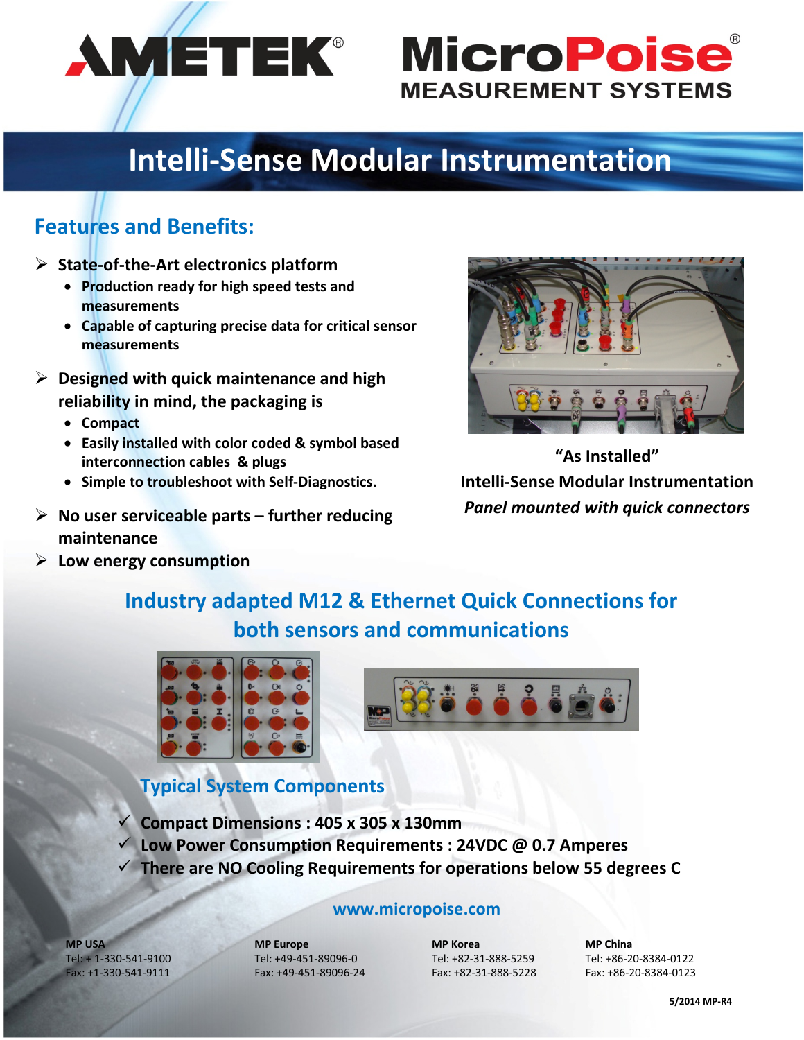AMETEK® MicroPoise® MEASUREMENT SYSTEMS

# Intelli-Sense Modular Instrumentation

## Features and Benefits:

- **State-of-the-Art electronics platform**
  - Production ready for high speed tests and measurements
  - Capable of capturing precise data for critical sensor measurements
- **Designed with quick maintenance and high reliability in mind, the packaging is**
  - Compact
  - Easily installed with color coded & symbol based interconnection cables & plugs
  - Simple to troubleshoot with Self-Diagnostics.
- **No user serviceable parts – further reducing maintenance**
- **Low energy consumption**

**"As Installed"**
**Intelli-Sense Modular Instrumentation**
***Panel mounted with quick connectors***

## Industry adapted M12 & Ethernet Quick Connections for both sensors and communications

### Typical System Components

- ✓ **Compact Dimensions : 405 x 305 x 130mm**
- ✓ **Low Power Consumption Requirements : 24VDC @ 0.7 Amperes**
- ✓ **There are NO Cooling Requirements for operations below 55 degrees C**

**www.micropoise.com**

**MP USA**
Tel: + 1-330-541-9100
Fax: +1-330-541-9111

**MP Europe**
Tel: +49-451-89096-0
Fax: +49-451-89096-24

**MP Korea**
Tel: +82-31-888-5259
Fax: +82-31-888-5228

**MP China**
Tel: +86-20-8384-0122
Fax: +86-20-8384-0123

**5/2014 MP-R4**